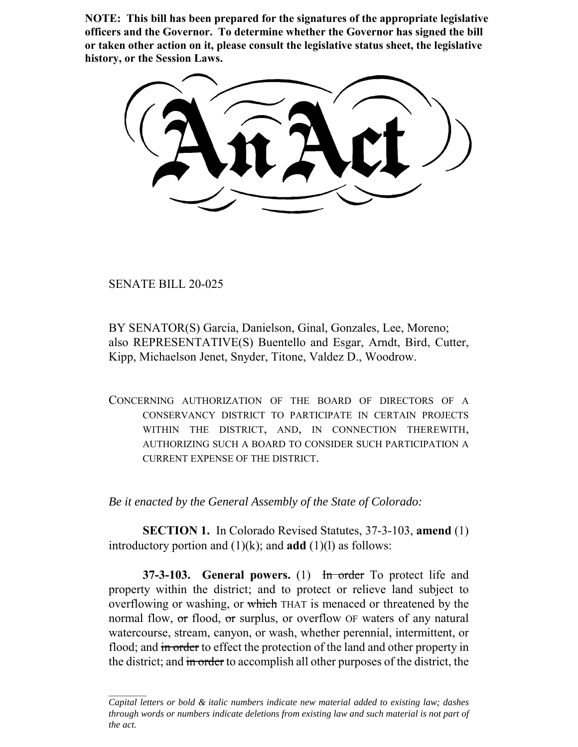**NOTE: This bill has been prepared for the signatures of the appropriate legislative officers and the Governor. To determine whether the Governor has signed the bill or taken other action on it, please consult the legislative status sheet, the legislative history, or the Session Laws.**

# An Act

SENATE BILL 20-025

BY SENATOR(S) Garcia, Danielson, Ginal, Gonzales, Lee, Moreno; also REPRESENTATIVE(S) Buentello and Esgar, Arndt, Bird, Cutter, Kipp, Michaelson Jenet, Snyder, Titone, Valdez D., Woodrow.

CONCERNING AUTHORIZATION OF THE BOARD OF DIRECTORS OF A CONSERVANCY DISTRICT TO PARTICIPATE IN CERTAIN PROJECTS WITHIN THE DISTRICT, AND, IN CONNECTION THEREWITH, AUTHORIZING SUCH A BOARD TO CONSIDER SUCH PARTICIPATION A CURRENT EXPENSE OF THE DISTRICT.

*Be it enacted by the General Assembly of the State of Colorado:*

**SECTION 1.** In Colorado Revised Statutes, 37-3-103, **amend** (1) introductory portion and (1)(k); and **add** (1)(l) as follows:

**37-3-103. General powers.** (1) ~~In order~~ To protect life and property within the district; and to protect or relieve land subject to overflowing or washing, or ~~which~~ THAT is menaced or threatened by the normal flow, ~~or~~ flood, ~~or~~ surplus, or overflow OF waters of any natural watercourse, stream, canyon, or wash, whether perennial, intermittent, or flood; and ~~in order~~ to effect the protection of the land and other property in the district; and ~~in order~~ to accomplish all other purposes of the district, the

*Capital letters or bold & italic numbers indicate new material added to existing law; dashes through words or numbers indicate deletions from existing law and such material is not part of the act.*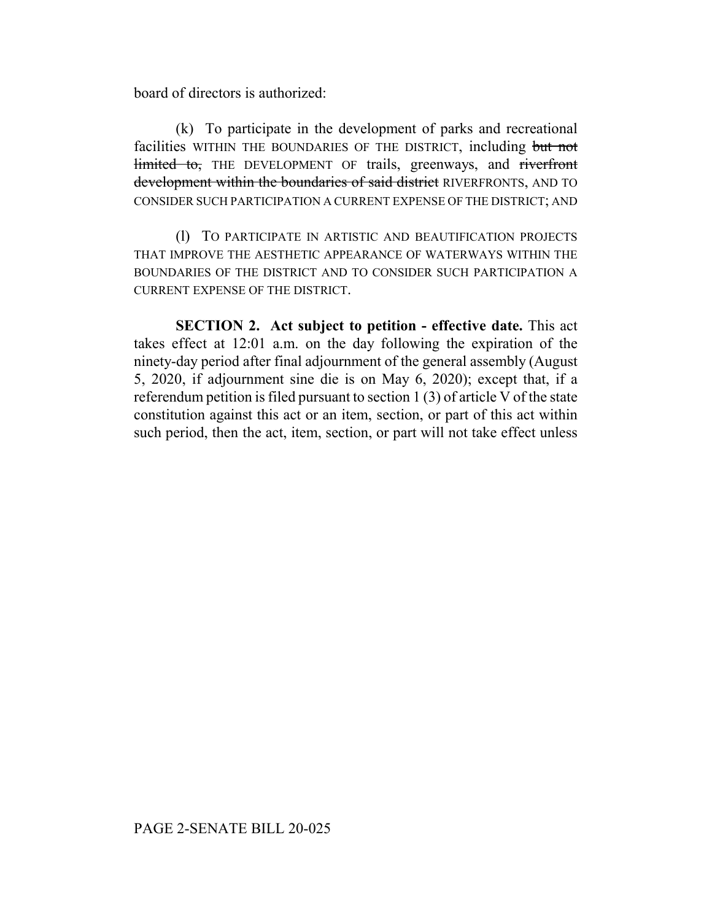board of directors is authorized:

(k) To participate in the development of parks and recreational facilities WITHIN THE BOUNDARIES OF THE DISTRICT, including ~~but not limited to,~~ THE DEVELOPMENT OF trails, greenways, and ~~riverfront development within the boundaries of said district~~ RIVERFRONTS, AND TO CONSIDER SUCH PARTICIPATION A CURRENT EXPENSE OF THE DISTRICT; AND

(l) TO PARTICIPATE IN ARTISTIC AND BEAUTIFICATION PROJECTS THAT IMPROVE THE AESTHETIC APPEARANCE OF WATERWAYS WITHIN THE BOUNDARIES OF THE DISTRICT AND TO CONSIDER SUCH PARTICIPATION A CURRENT EXPENSE OF THE DISTRICT.

**SECTION 2. Act subject to petition - effective date.** This act takes effect at 12:01 a.m. on the day following the expiration of the ninety-day period after final adjournment of the general assembly (August 5, 2020, if adjournment sine die is on May 6, 2020); except that, if a referendum petition is filed pursuant to section 1 (3) of article V of the state constitution against this act or an item, section, or part of this act within such period, then the act, item, section, or part will not take effect unless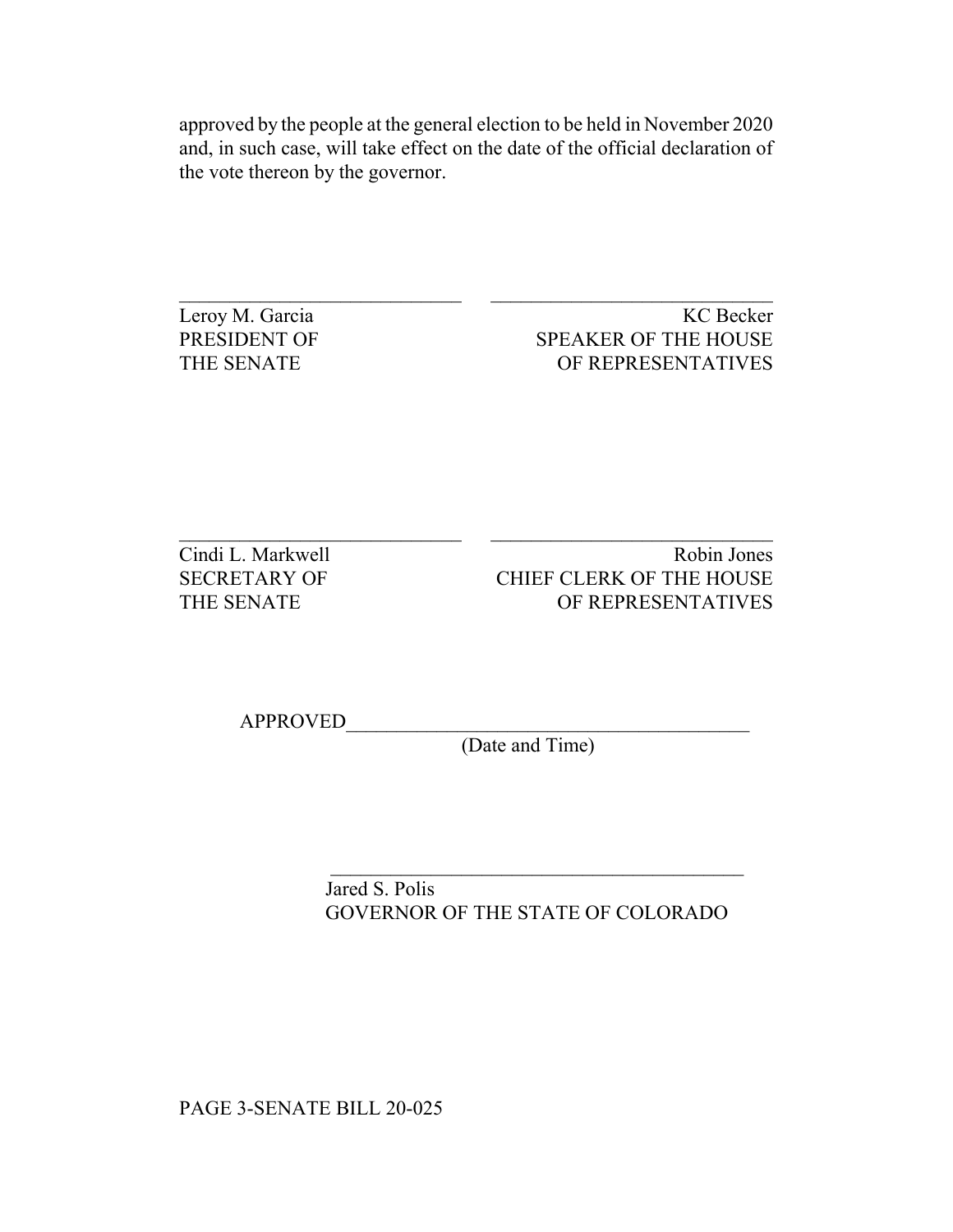approved by the people at the general election to be held in November 2020 and, in such case, will take effect on the date of the official declaration of the vote thereon by the governor.

| | |
|---|---|
| ____________________________ | ____________________________ |
| Leroy M. Garcia | KC Becker |
| PRESIDENT OF | SPEAKER OF THE HOUSE |
| THE SENATE | OF REPRESENTATIVES |

| | |
|---|---|
| ____________________________ | ____________________________ |
| Cindi L. Markwell | Robin Jones |
| SECRETARY OF | CHIEF CLERK OF THE HOUSE |
| THE SENATE | OF REPRESENTATIVES |

APPROVED________________________________________
(Date and Time)

_________________________________________
Jared S. Polis
GOVERNOR OF THE STATE OF COLORADO

PAGE 3-SENATE BILL 20-025